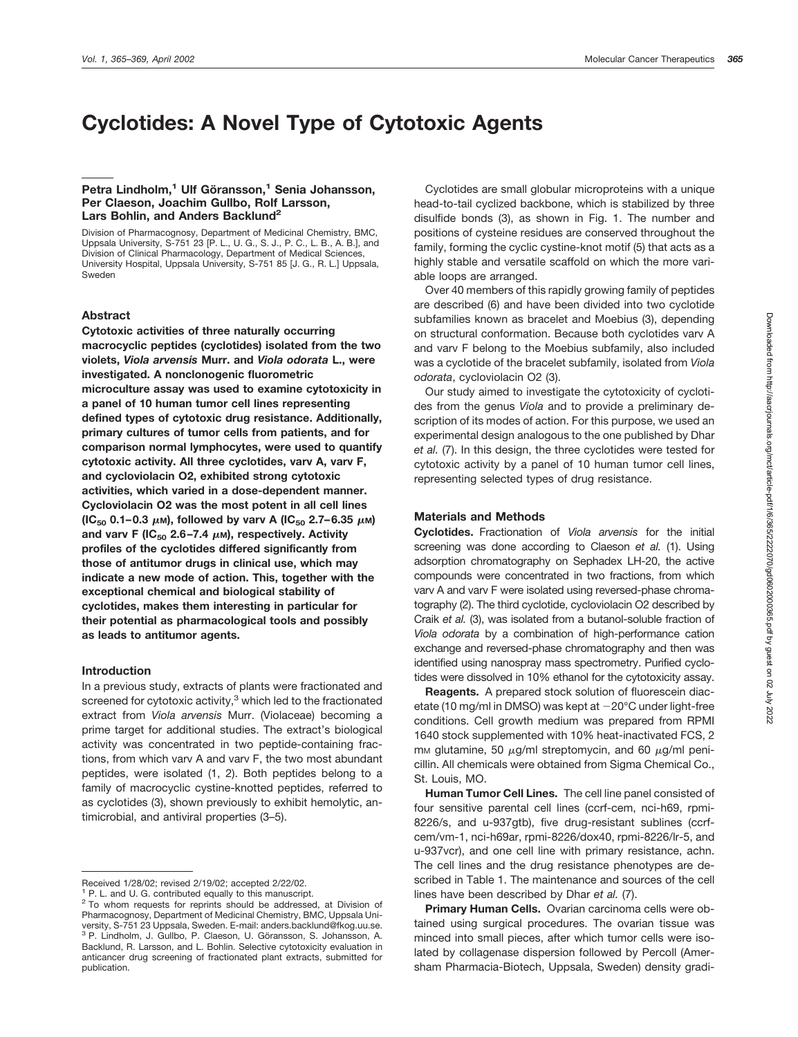# Cyclotides: A Novel Type of Cytotoxic Agents

**Petra Lindholm,[1] Ulf Göransson,[1] Senia Johansson, Per Claeson, Joachim Gullbo, Rolf Larsson, Lars Bohlin, and Anders Backlund[2]**

Division of Pharmacognosy, Department of Medicinal Chemistry, BMC, Uppsala University, S-751 23 [P. L., U. G., S. J., P. C., L. B., A. B.], and Division of Clinical Pharmacology, Department of Medical Sciences, University Hospital, Uppsala University, S-751 85 [J. G., R. L.] Uppsala, Sweden

## Abstract

**Cytotoxic activities of three naturally occurring macrocyclic peptides (cyclotides) isolated from the two violets, *Viola arvensis* Murr. and *Viola odorata* L., were investigated. A nonclonogenic fluorometric microculture assay was used to examine cytotoxicity in a panel of 10 human tumor cell lines representing defined types of cytotoxic drug resistance. Additionally, primary cultures of tumor cells from patients, and for comparison normal lymphocytes, were used to quantify cytotoxic activity. All three cyclotides, varv A, varv F, and cycloviolacin O2, exhibited strong cytotoxic activities, which varied in a dose-dependent manner. Cycloviolacin O2 was the most potent in all cell lines ($IC_{50}$ 0.1–0.3 μM), followed by varv A ($IC_{50}$ 2.7–6.35 μM) and varv F ($IC_{50}$ 2.6–7.4 μM), respectively. Activity profiles of the cyclotides differed significantly from those of antitumor drugs in clinical use, which may indicate a new mode of action. This, together with the exceptional chemical and biological stability of cyclotides, makes them interesting in particular for their potential as pharmacological tools and possibly as leads to antitumor agents.**

## Introduction

In a previous study, extracts of plants were fractionated and screened for cytotoxic activity,[3] which led to the fractionated extract from *Viola arvensis* Murr. (Violaceae) becoming a prime target for additional studies. The extract's biological activity was concentrated in two peptide-containing fractions, from which varv A and varv F, the two most abundant peptides, were isolated (1, 2). Both peptides belong to a family of macrocyclic cystine-knotted peptides, referred to as cyclotides (3), shown previously to exhibit hemolytic, antimicrobial, and antiviral properties (3–5).

Cyclotides are small globular microproteins with a unique head-to-tail cyclized backbone, which is stabilized by three disulfide bonds (3), as shown in Fig. 1. The number and positions of cysteine residues are conserved throughout the family, forming the cyclic cystine-knot motif (5) that acts as a highly stable and versatile scaffold on which the more variable loops are arranged.

Over 40 members of this rapidly growing family of peptides are described (6) and have been divided into two cyclotide subfamilies known as bracelet and Moebius (3), depending on structural conformation. Because both cyclotides varv A and varv F belong to the Moebius subfamily, also included was a cyclotide of the bracelet subfamily, isolated from *Viola odorata*, cycloviolacin O2 (3).

Our study aimed to investigate the cytotoxicity of cyclotides from the genus *Viola* and to provide a preliminary description of its modes of action. For this purpose, we used an experimental design analogous to the one published by Dhar *et al.* (7). In this design, the three cyclotides were tested for cytotoxic activity by a panel of 10 human tumor cell lines, representing selected types of drug resistance.

## Materials and Methods

**Cyclotides.** Fractionation of *Viola arvensis* for the initial screening was done according to Claeson *et al.* (1). Using adsorption chromatography on Sephadex LH-20, the active compounds were concentrated in two fractions, from which varv A and varv F were isolated using reversed-phase chromatography (2). The third cyclotide, cycloviolacin O2 described by Craik *et al.* (3), was isolated from a butanol-soluble fraction of *Viola odorata* by a combination of high-performance cation exchange and reversed-phase chromatography and then was identified using nanospray mass spectrometry. Purified cyclotides were dissolved in 10% ethanol for the cytotoxicity assay.

**Reagents.** A prepared stock solution of fluorescein diacetate (10 mg/ml in DMSO) was kept at −20°C under light-free conditions. Cell growth medium was prepared from RPMI 1640 stock supplemented with 10% heat-inactivated FCS, 2 mM glutamine, 50 μg/ml streptomycin, and 60 μg/ml penicillin. All chemicals were obtained from Sigma Chemical Co., St. Louis, MO.

**Human Tumor Cell Lines.** The cell line panel consisted of four sensitive parental cell lines (ccrf-cem, nci-h69, rpmi-8226/s, and u-937gtb), five drug-resistant sublines (ccrf-cem/vm-1, nci-h69ar, rpmi-8226/dox40, rpmi-8226/lr-5, and u-937vcr), and one cell line with primary resistance, achn. The cell lines and the drug resistance phenotypes are described in Table 1. The maintenance and sources of the cell lines have been described by Dhar *et al.* (7).

**Primary Human Cells.** Ovarian carcinoma cells were obtained using surgical procedures. The ovarian tissue was minced into small pieces, after which tumor cells were isolated by collagenase dispersion followed by Percoll (Amersham Pharmacia-Biotech, Uppsala, Sweden) density gradi-

---

Received 1/28/02; revised 2/19/02; accepted 2/22/02.

[1] P. L. and U. G. contributed equally to this manuscript.

[2] To whom requests for reprints should be addressed, at Division of Pharmacognosy, Department of Medicinal Chemistry, BMC, Uppsala University, S-751 23 Uppsala, Sweden. E-mail: anders.backlund@fkog.uu.se.

[3] P. Lindholm, J. Gullbo, P. Claeson, U. Göransson, S. Johansson, A. Backlund, R. Larsson, and L. Bohlin. Selective cytotoxicity evaluation in anticancer drug screening of fractionated plant extracts, submitted for publication.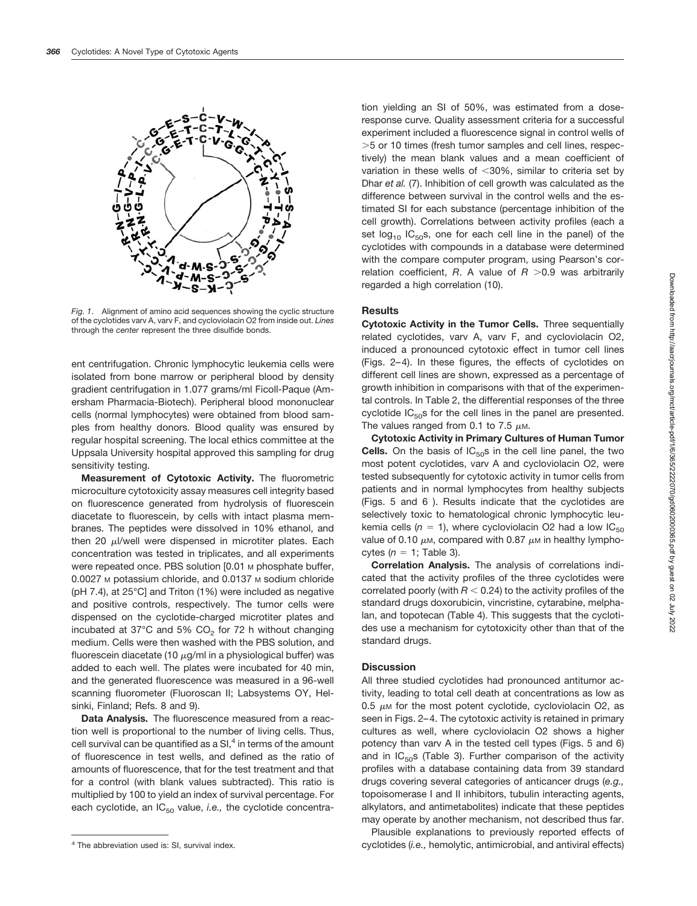Fig. 1. Alignment of amino acid sequences showing the cyclic structure of the cyclotides varv A, varv F, and cycloviolacin O2 from inside out. *Lines* through the *center* represent the three disulfide bonds.

ent centrifugation. Chronic lymphocytic leukemia cells were isolated from bone marrow or peripheral blood by density gradient centrifugation in 1.077 grams/ml Ficoll-Paque (Amersham Pharmacia-Biotech). Peripheral blood mononuclear cells (normal lymphocytes) were obtained from blood samples from healthy donors. Blood quality was ensured by regular hospital screening. The local ethics committee at the Uppsala University hospital approved this sampling for drug sensitivity testing.

**Measurement of Cytotoxic Activity.** The fluorometric microculture cytotoxicity assay measures cell integrity based on fluorescence generated from hydrolysis of fluorescein diacetate to fluorescein, by cells with intact plasma membranes. The peptides were dissolved in 10% ethanol, and then 20 $\mu$l/well were dispensed in microtiter plates. Each concentration was tested in triplicates, and all experiments were repeated once. PBS solution [0.01 M phosphate buffer, 0.0027 M potassium chloride, and 0.0137 M sodium chloride (pH 7.4), at 25°C] and Triton (1%) were included as negative and positive controls, respectively. The tumor cells were dispensed on the cyclotide-charged microtiter plates and incubated at 37°C and 5% $CO_2$ for 72 h without changing medium. Cells were then washed with the PBS solution, and fluorescein diacetate (10 $\mu$g/ml in a physiological buffer) was added to each well. The plates were incubated for 40 min, and the generated fluorescence was measured in a 96-well scanning fluorometer (Fluoroscan II; Labsystems OY, Helsinki, Finland; Refs. 8 and 9).

**Data Analysis.** The fluorescence measured from a reaction well is proportional to the number of living cells. Thus, cell survival can be quantified as a SI,[4] in terms of the amount of fluorescence in test wells, and defined as the ratio of amounts of fluorescence, that for the test treatment and that for a control (with blank values subtracted). This ratio is multiplied by 100 to yield an index of survival percentage. For each cyclotide, an $IC_{50}$ value, *i.e.,* the cyclotide concentration yielding an SI of 50%, was estimated from a dose-response curve. Quality assessment criteria for a successful experiment included a fluorescence signal in control wells of >5 or 10 times (fresh tumor samples and cell lines, respectively) the mean blank values and a mean coefficient of variation in these wells of <30%, similar to criteria set by Dhar *et al.* (7). Inhibition of cell growth was calculated as the difference between survival in the control wells and the estimated SI for each substance (percentage inhibition of the cell growth). Correlations between activity profiles (each a set $\log_{10}$ $IC_{50}$s, one for each cell line in the panel) of the cyclotides with compounds in a database were determined with the compare computer program, using Pearson's correlation coefficient, $R$. A value of $R$ >0.9 was arbitrarily regarded a high correlation (10).

[4] The abbreviation used is: SI, survival index.

## Results

**Cytotoxic Activity in the Tumor Cells.** Three sequentially related cyclotides, varv A, varv F, and cycloviolacin O2, induced a pronounced cytotoxic effect in tumor cell lines (Figs. 2–4). In these figures, the effects of cyclotides on different cell lines are shown, expressed as a percentage of growth inhibition in comparisons with that of the experimental controls. In Table 2, the differential responses of the three cyclotide $IC_{50}$s for the cell lines in the panel are presented. The values ranged from 0.1 to 7.5 $\mu$M.

**Cytotoxic Activity in Primary Cultures of Human Tumor Cells.** On the basis of $IC_{50}$s in the cell line panel, the two most potent cyclotides, varv A and cycloviolacin O2, were tested subsequently for cytotoxic activity in tumor cells from patients and in normal lymphocytes from healthy subjects (Figs. 5 and 6 ). Results indicate that the cyclotides are selectively toxic to hematological chronic lymphocytic leukemia cells ($n$ = 1), where cycloviolacin O2 had a low $IC_{50}$ value of 0.10 $\mu$M, compared with 0.87 $\mu$M in healthy lymphocytes ($n$ = 1; Table 3).

**Correlation Analysis.** The analysis of correlations indicated that the activity profiles of the three cyclotides were correlated poorly (with $R$ < 0.24) to the activity profiles of the standard drugs doxorubicin, vincristine, cytarabine, melphalan, and topotecan (Table 4). This suggests that the cyclotides use a mechanism for cytotoxicity other than that of the standard drugs.

## Discussion

All three studied cyclotides had pronounced antitumor activity, leading to total cell death at concentrations as low as 0.5 $\mu$M for the most potent cyclotide, cycloviolacin O2, as seen in Figs. 2–4. The cytotoxic activity is retained in primary cultures as well, where cycloviolacin O2 shows a higher potency than varv A in the tested cell types (Figs. 5 and 6) and in $IC_{50}$s (Table 3). Further comparison of the activity profiles with a database containing data from 39 standard drugs covering several categories of anticancer drugs (*e.g.,* topoisomerase I and II inhibitors, tubulin interacting agents, alkylators, and antimetabolites) indicate that these peptides may operate by another mechanism, not described thus far.

Plausible explanations to previously reported effects of cyclotides (*i.e.,* hemolytic, antimicrobial, and antiviral effects)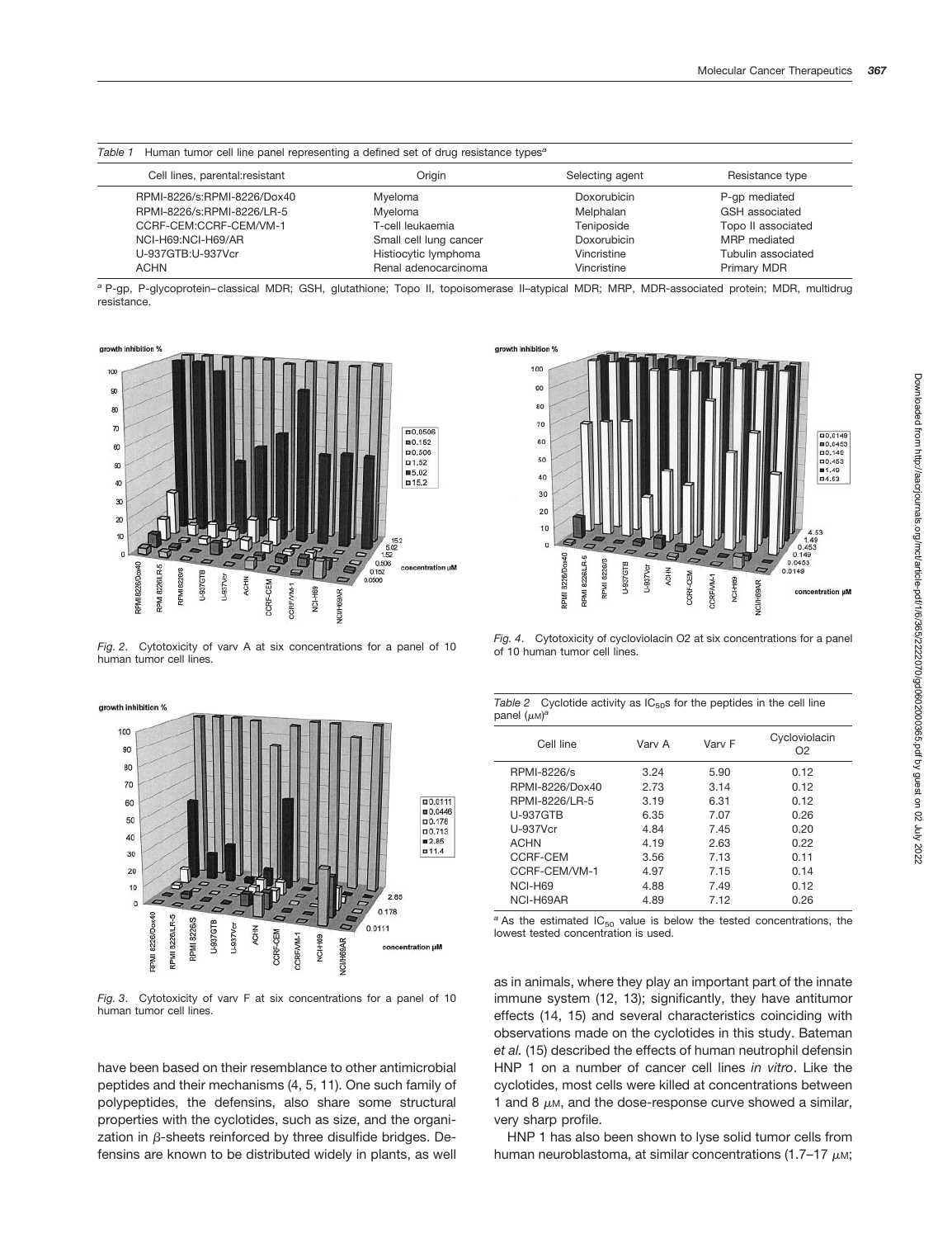*Table 1* Human tumor cell line panel representing a defined set of drug resistance types[a]

| Cell lines, parental:resistant | Origin | Selecting agent | Resistance type |
|---|---|---|---|
| RPMI-8226/s:RPMI-8226/Dox40 | Myeloma | Doxorubicin | P-gp mediated |
| RPMI-8226/s:RPMI-8226/LR-5 | Myeloma | Melphalan | GSH associated |
| CCRF-CEM:CCRF-CEM/VM-1 | T-cell leukaemia | Teniposide | Topo II associated |
| NCI-H69:NCI-H69/AR | Small cell lung cancer | Doxorubicin | MRP mediated |
| U-937GTB:U-937Vcr | Histiocytic lymphoma | Vincristine | Tubulin associated |
| ACHN | Renal adenocarcinoma | Vincristine | Primary MDR |

[a] P-gp, P-glycoprotein–classical MDR; GSH, glutathione; Topo II, topoisomerase II–atypical MDR; MRP, MDR-associated protein; MDR, multidrug resistance.

*Fig. 2.* Cytotoxicity of varv A at six concentrations for a panel of 10 human tumor cell lines.

*Fig. 3.* Cytotoxicity of varv F at six concentrations for a panel of 10 human tumor cell lines.

*Fig. 4.* Cytotoxicity of cycloviolacin O2 at six concentrations for a panel of 10 human tumor cell lines.

*Table 2* Cyclotide activity as $IC_{50}$s for the peptides in the cell line panel ($\mu$M)[a]

| Cell line | Varv A | Varv F | Cycloviolacin O2 |
|---|---|---|---|
| RPMI-8226/s | 3.24 | 5.90 | 0.12 |
| RPMI-8226/Dox40 | 2.73 | 3.14 | 0.12 |
| RPMI-8226/LR-5 | 3.19 | 6.31 | 0.12 |
| U-937GTB | 6.35 | 7.07 | 0.26 |
| U-937Vcr | 4.84 | 7.45 | 0.20 |
| ACHN | 4.19 | 2.63 | 0.22 |
| CCRF-CEM | 3.56 | 7.13 | 0.11 |
| CCRF-CEM/VM-1 | 4.97 | 7.15 | 0.14 |
| NCI-H69 | 4.88 | 7.49 | 0.12 |
| NCI-H69AR | 4.89 | 7.12 | 0.26 |

[a] As the estimated $IC_{50}$ value is below the tested concentrations, the lowest tested concentration is used.

have been based on their resemblance to other antimicrobial peptides and their mechanisms (4, 5, 11). One such family of polypeptides, the defensins, also share some structural properties with the cyclotides, such as size, and the organization in $\beta$-sheets reinforced by three disulfide bridges. Defensins are known to be distributed widely in plants, as well as in animals, where they play an important part of the innate immune system (12, 13); significantly, they have antitumor effects (14, 15) and several characteristics coinciding with observations made on the cyclotides in this study. Bateman *et al.* (15) described the effects of human neutrophil defensin HNP 1 on a number of cancer cell lines *in vitro*. Like the cyclotides, most cells were killed at concentrations between 1 and 8 $\mu$M, and the dose-response curve showed a similar, very sharp profile.

HNP 1 has also been shown to lyse solid tumor cells from human neuroblastoma, at similar concentrations (1.7–17 $\mu$M;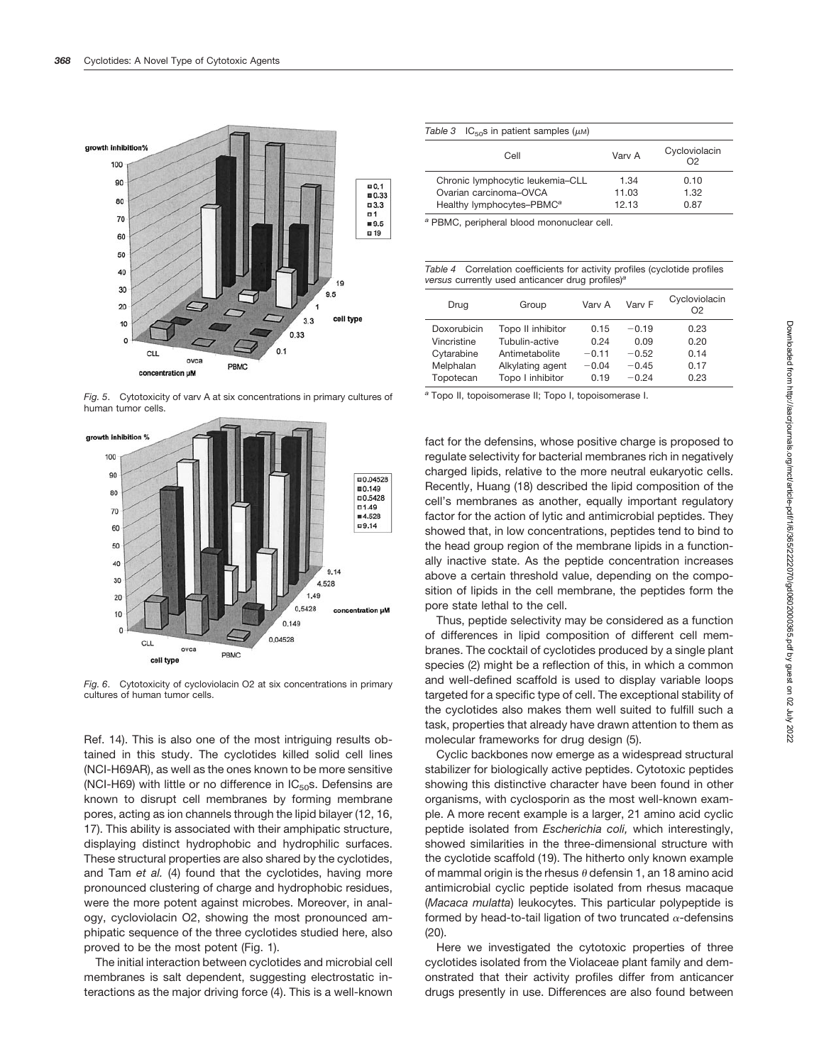Fig. 5. Cytotoxicity of varv A at six concentrations in primary cultures of human tumor cells.

Fig. 6. Cytotoxicity of cycloviolacin O2 at six concentrations in primary cultures of human tumor cells.

Ref. 14). This is also one of the most intriguing results obtained in this study. The cyclotides killed solid cell lines (NCI-H69AR), as well as the ones known to be more sensitive (NCI-H69) with little or no difference in $IC_{50}$s. Defensins are known to disrupt cell membranes by forming membrane pores, acting as ion channels through the lipid bilayer (12, 16, 17). This ability is associated with their amphipatic structure, displaying distinct hydrophobic and hydrophilic surfaces. These structural properties are also shared by the cyclotides, and Tam *et al.* (4) found that the cyclotides, having more pronounced clustering of charge and hydrophobic residues, were the more potent against microbes. Moreover, in analogy, cycloviolacin O2, showing the most pronounced amphipatic sequence of the three cyclotides studied here, also proved to be the most potent (Fig. 1).

The initial interaction between cyclotides and microbial cell membranes is salt dependent, suggesting electrostatic interactions as the major driving force (4). This is a well-known fact for the defensins, whose positive charge is proposed to regulate selectivity for bacterial membranes rich in negatively charged lipids, relative to the more neutral eukaryotic cells. Recently, Huang (18) described the lipid composition of the cell's membranes as another, equally important regulatory factor for the action of lytic and antimicrobial peptides. They showed that, in low concentrations, peptides tend to bind to the head group region of the membrane lipids in a functionally inactive state. As the peptide concentration increases above a certain threshold value, depending on the composition of lipids in the cell membrane, the peptides form the pore state lethal to the cell.

Thus, peptide selectivity may be considered as a function of differences in lipid composition of different cell membranes. The cocktail of cyclotides produced by a single plant species (2) might be a reflection of this, in which a common and well-defined scaffold is used to display variable loops targeted for a specific type of cell. The exceptional stability of the cyclotides also makes them well suited to fulfill such a task, properties that already have drawn attention to them as molecular frameworks for drug design (5).

Cyclic backbones now emerge as a widespread structural stabilizer for biologically active peptides. Cytotoxic peptides showing this distinctive character have been found in other organisms, with cyclosporin as the most well-known example. A more recent example is a larger, 21 amino acid cyclic peptide isolated from *Escherichia coli,* which interestingly, showed similarities in the three-dimensional structure with the cyclotide scaffold (19). The hitherto only known example of mammal origin is the rhesus $\theta$ defensin 1, an 18 amino acid antimicrobial cyclic peptide isolated from rhesus macaque (*Macaca mulatta*) leukocytes. This particular polypeptide is formed by head-to-tail ligation of two truncated $\alpha$-defensins (20).

Here we investigated the cytotoxic properties of three cyclotides isolated from the Violaceae plant family and demonstrated that their activity profiles differ from anticancer drugs presently in use. Differences are also found between

*Table 3* $IC_{50}$s in patient samples ($\mu$M)

| Cell | Varv A | Cycloviolacin O2 |
|---|---|---|
| Chronic lymphocytic leukemia–CLL | 1.34 | 0.10 |
| Ovarian carcinoma–OVCA | 11.03 | 1.32 |
| Healthy lymphocytes–PBMC[a] | 12.13 | 0.87 |

[a] PBMC, peripheral blood mononuclear cell.

*Table 4* Correlation coefficients for activity profiles (cyclotide profiles *versus* currently used anticancer drug profiles)[a]

| Drug | Group | Varv A | Varv F | Cycloviolacin O2 |
|---|---|---|---|---|
| Doxorubicin | Topo II inhibitor | 0.15 | −0.19 | 0.23 |
| Vincristine | Tubulin-active | 0.24 | 0.09 | 0.20 |
| Cytarabine | Antimetabolite | −0.11 | −0.52 | 0.14 |
| Melphalan | Alkylating agent | −0.04 | −0.45 | 0.17 |
| Topotecan | Topo I inhibitor | 0.19 | −0.24 | 0.23 |

[a] Topo II, topoisomerase II; Topo I, topoisomerase I.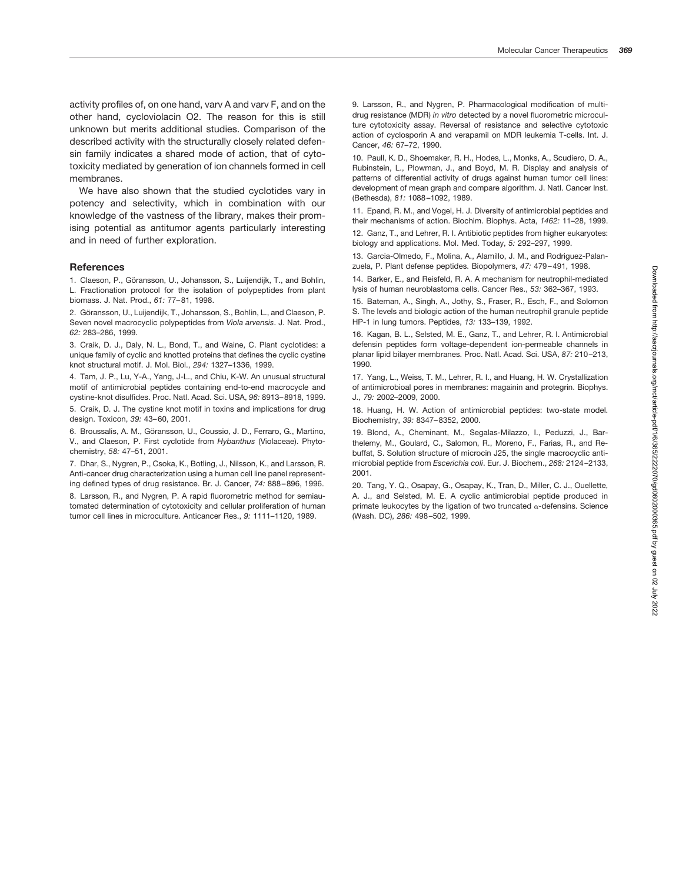activity profiles of, on one hand, varv A and varv F, and on the other hand, cycloviolacin O2. The reason for this is still unknown but merits additional studies. Comparison of the described activity with the structurally closely related defensin family indicates a shared mode of action, that of cytotoxicity mediated by generation of ion channels formed in cell membranes.

We have also shown that the studied cyclotides vary in potency and selectivity, which in combination with our knowledge of the vastness of the library, makes their promising potential as antitumor agents particularly interesting and in need of further exploration.

## References

1. Claeson, P., Göransson, U., Johansson, S., Luijendijk, T., and Bohlin, L. Fractionation protocol for the isolation of polypeptides from plant biomass. J. Nat. Prod., *61:* 77–81, 1998.

2. Göransson, U., Luijendijk, T., Johansson, S., Bohlin, L., and Claeson, P. Seven novel macrocyclic polypeptides from *Viola arvensis*. J. Nat. Prod., *62:* 283–286, 1999.

3. Craik, D. J., Daly, N. L., Bond, T., and Waine, C. Plant cyclotides: a unique family of cyclic and knotted proteins that defines the cyclic cystine knot structural motif. J. Mol. Biol., *294:* 1327–1336, 1999.

4. Tam, J. P., Lu, Y-A., Yang, J-L., and Chiu, K-W. An unusual structural motif of antimicrobial peptides containing end-to-end macrocycle and cystine-knot disulfides. Proc. Natl. Acad. Sci. USA, *96:* 8913–8918, 1999.

5. Craik, D. J. The cystine knot motif in toxins and implications for drug design. Toxicon, *39:* 43–60, 2001.

6. Broussalis, A. M., Göransson, U., Coussio, J. D., Ferraro, G., Martino, V., and Claeson, P. First cyclotide from *Hybanthus* (Violaceae). Phytochemistry, *58:* 47–51, 2001.

7. Dhar, S., Nygren, P., Csoka, K., Botling, J., Nilsson, K., and Larsson, R. Anti-cancer drug characterization using a human cell line panel representing defined types of drug resistance. Br. J. Cancer, *74:* 888–896, 1996.

8. Larsson, R., and Nygren, P. A rapid fluorometric method for semiautomated determination of cytotoxicity and cellular proliferation of human tumor cell lines in microculture. Anticancer Res., *9:* 1111–1120, 1989.

9. Larsson, R., and Nygren, P. Pharmacological modification of multi-drug resistance (MDR) *in vitro* detected by a novel fluorometric microculture cytotoxicity assay. Reversal of resistance and selective cytotoxic action of cyclosporin A and verapamil on MDR leukemia T-cells. Int. J. Cancer, *46:* 67–72, 1990.

10. Paull, K. D., Shoemaker, R. H., Hodes, L., Monks, A., Scudiero, D. A., Rubinstein, L., Plowman, J., and Boyd, M. R. Display and analysis of patterns of differential activity of drugs against human tumor cell lines: development of mean graph and compare algorithm. J. Natl. Cancer Inst. (Bethesda), *81:* 1088–1092, 1989.

11. Epand, R. M., and Vogel, H. J. Diversity of antimicrobial peptides and their mechanisms of action. Biochim. Biophys. Acta, *1462:* 11–28, 1999.

12. Ganz, T., and Lehrer, R. I. Antibiotic peptides from higher eukaryotes: biology and applications. Mol. Med. Today, *5:* 292–297, 1999.

13. Garcia-Olmedo, F., Molina, A., Alamillo, J. M., and Rodriguez-Palanzuela, P. Plant defense peptides. Biopolymers, *47:* 479–491, 1998.

14. Barker, E., and Reisfeld, R. A. A mechanism for neutrophil-mediated lysis of human neuroblastoma cells. Cancer Res., *53:* 362–367, 1993.

15. Bateman, A., Singh, A., Jothy, S., Fraser, R., Esch, F., and Solomon S. The levels and biologic action of the human neutrophil granule peptide HP-1 in lung tumors. Peptides, *13:* 133–139, 1992.

16. Kagan, B. L., Selsted, M. E., Ganz, T., and Lehrer, R. I. Antimicrobial defensin peptides form voltage-dependent ion-permeable channels in planar lipid bilayer membranes. Proc. Natl. Acad. Sci. USA, *87:* 210–213, 1990.

17. Yang, L., Weiss, T. M., Lehrer, R. I., and Huang, H. W. Crystallization of antimicrobioal pores in membranes: magainin and protegrin. Biophys. J., *79:* 2002–2009, 2000.

18. Huang, H. W. Action of antimicrobial peptides: two-state model. Biochemistry, *39:* 8347–8352, 2000.

19. Blond, A., Cheminant, M., Segalas-Milazzo, I., Peduzzi, J., Barthelemy, M., Goulard, C., Salomon, R., Moreno, F., Farias, R., and Rebuffat, S. Solution structure of microcin J25, the single macrocyclic antimicrobial peptide from *Escerichia coli*. Eur. J. Biochem., *268:* 2124–2133, 2001.

20. Tang, Y. Q., Osapay, G., Osapay, K., Tran, D., Miller, C. J., Ouellette, A. J., and Selsted, M. E. A cyclic antimicrobial peptide produced in primate leukocytes by the ligation of two truncated $\alpha$-defensins. Science (Wash. DC), *286:* 498–502, 1999.